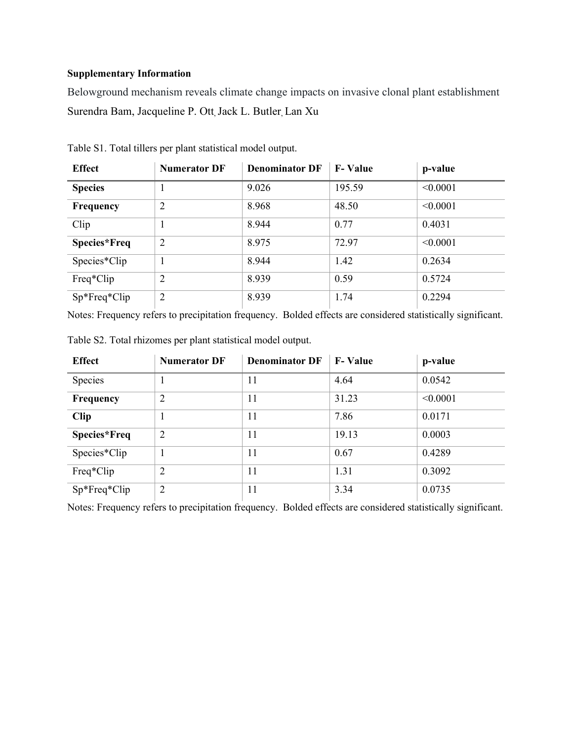**Supplementary Information**

Belowground mechanism reveals climate change impacts on invasive clonal plant establishment

Surendra Bam, Jacqueline P. Ott, Jack L. Butler, Lan Xu

Table S1. Total tillers per plant statistical model output.

| Effect | Numerator DF | Denominator DF | F- Value | p-value |
|---|---|---|---|---|
| **Species** | 1 | 9.026 | 195.59 | <0.0001 |
| **Frequency** | 2 | 8.968 | 48.50 | <0.0001 |
| Clip | 1 | 8.944 | 0.77 | 0.4031 |
| **Species*Freq** | 2 | 8.975 | 72.97 | <0.0001 |
| Species*Clip | 1 | 8.944 | 1.42 | 0.2634 |
| Freq*Clip | 2 | 8.939 | 0.59 | 0.5724 |
| Sp*Freq*Clip | 2 | 8.939 | 1.74 | 0.2294 |

Notes: Frequency refers to precipitation frequency. Bolded effects are considered statistically significant.

Table S2. Total rhizomes per plant statistical model output.

| Effect | Numerator DF | Denominator DF | F- Value | p-value |
|---|---|---|---|---|
| Species | 1 | 11 | 4.64 | 0.0542 |
| **Frequency** | 2 | 11 | 31.23 | <0.0001 |
| **Clip** | 1 | 11 | 7.86 | 0.0171 |
| **Species*Freq** | 2 | 11 | 19.13 | 0.0003 |
| Species*Clip | 1 | 11 | 0.67 | 0.4289 |
| Freq*Clip | 2 | 11 | 1.31 | 0.3092 |
| Sp*Freq*Clip | 2 | 11 | 3.34 | 0.0735 |

Notes: Frequency refers to precipitation frequency. Bolded effects are considered statistically significant.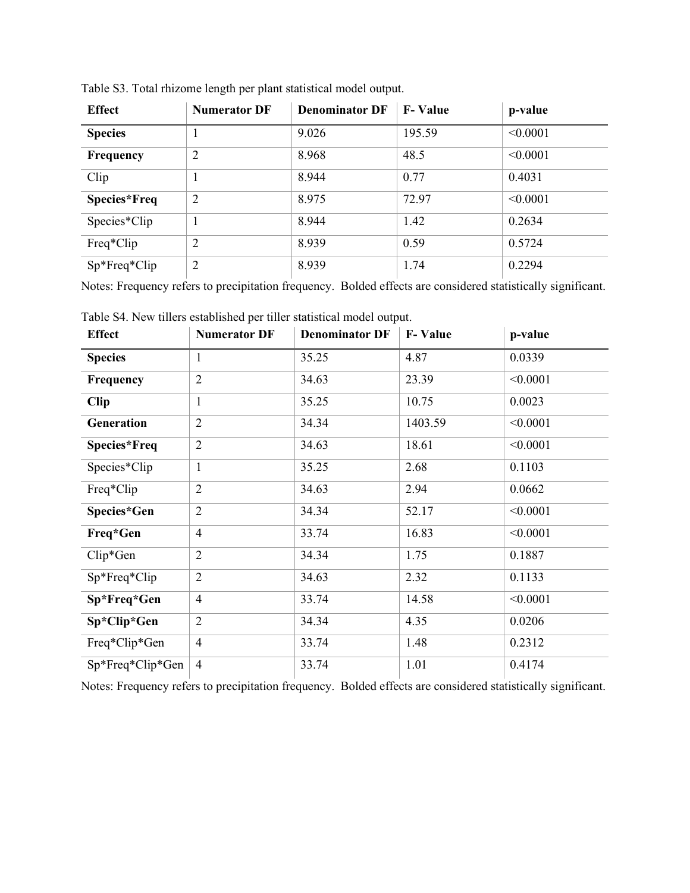Table S3. Total rhizome length per plant statistical model output.

| Effect | Numerator DF | Denominator DF | F- Value | p-value |
| --- | --- | --- | --- | --- |
| **Species** | 1 | 9.026 | 195.59 | <0.0001 |
| **Frequency** | 2 | 8.968 | 48.5 | <0.0001 |
| Clip | 1 | 8.944 | 0.77 | 0.4031 |
| **Species*Freq** | 2 | 8.975 | 72.97 | <0.0001 |
| Species*Clip | 1 | 8.944 | 1.42 | 0.2634 |
| Freq*Clip | 2 | 8.939 | 0.59 | 0.5724 |
| Sp*Freq*Clip | 2 | 8.939 | 1.74 | 0.2294 |

Notes: Frequency refers to precipitation frequency. Bolded effects are considered statistically significant.

Table S4. New tillers established per tiller statistical model output.

| Effect | Numerator DF | Denominator DF | F- Value | p-value |
| --- | --- | --- | --- | --- |
| **Species** | 1 | 35.25 | 4.87 | 0.0339 |
| **Frequency** | 2 | 34.63 | 23.39 | <0.0001 |
| **Clip** | 1 | 35.25 | 10.75 | 0.0023 |
| **Generation** | 2 | 34.34 | 1403.59 | <0.0001 |
| **Species*Freq** | 2 | 34.63 | 18.61 | <0.0001 |
| Species*Clip | 1 | 35.25 | 2.68 | 0.1103 |
| Freq*Clip | 2 | 34.63 | 2.94 | 0.0662 |
| **Species*Gen** | 2 | 34.34 | 52.17 | <0.0001 |
| **Freq*Gen** | 4 | 33.74 | 16.83 | <0.0001 |
| Clip*Gen | 2 | 34.34 | 1.75 | 0.1887 |
| Sp*Freq*Clip | 2 | 34.63 | 2.32 | 0.1133 |
| **Sp*Freq*Gen** | 4 | 33.74 | 14.58 | <0.0001 |
| **Sp*Clip*Gen** | 2 | 34.34 | 4.35 | 0.0206 |
| Freq*Clip*Gen | 4 | 33.74 | 1.48 | 0.2312 |
| Sp*Freq*Clip*Gen | 4 | 33.74 | 1.01 | 0.4174 |

Notes: Frequency refers to precipitation frequency. Bolded effects are considered statistically significant.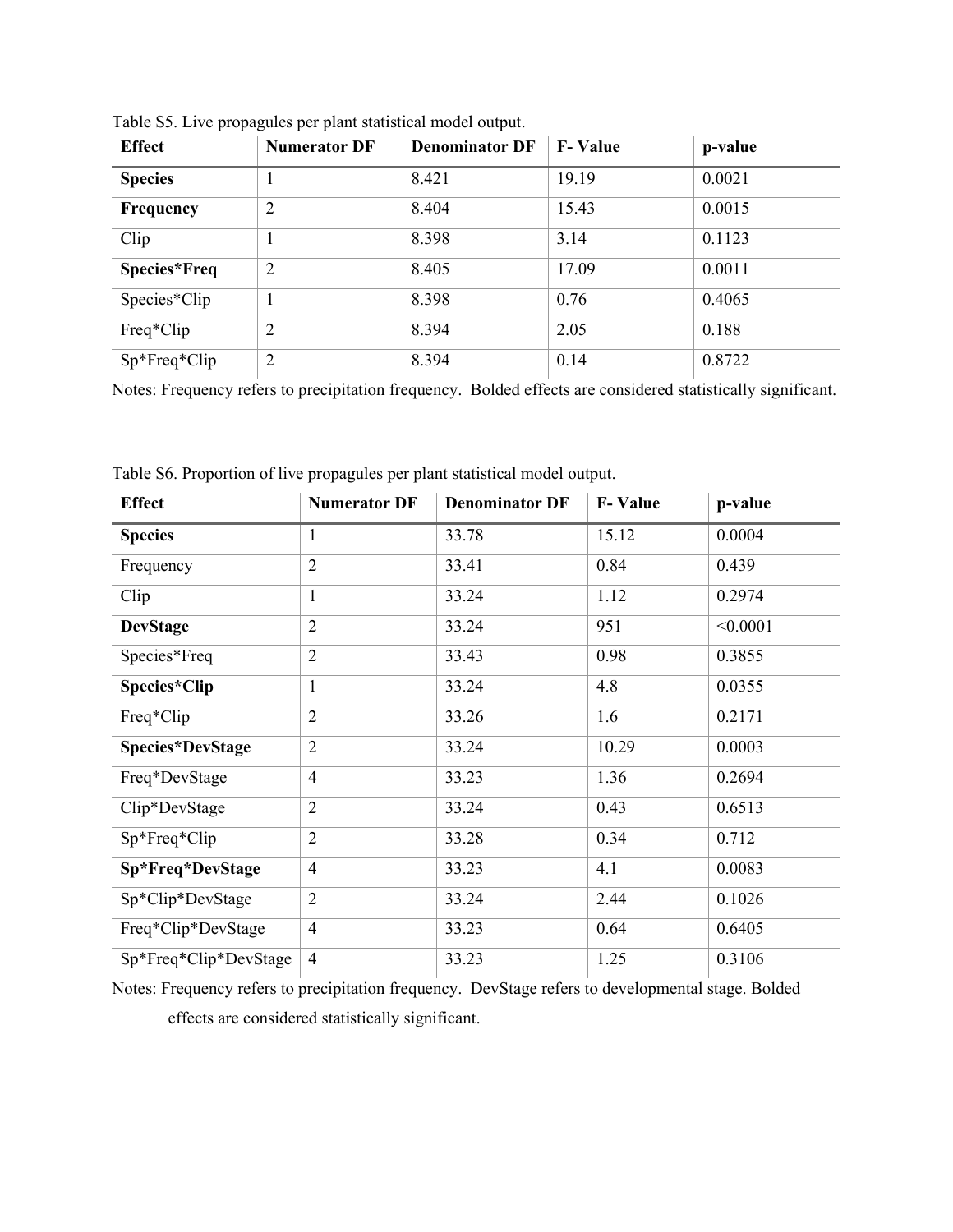Table S5. Live propagules per plant statistical model output.

| Effect | Numerator DF | Denominator DF | F- Value | p-value |
| --- | --- | --- | --- | --- |
| **Species** | 1 | 8.421 | 19.19 | 0.0021 |
| **Frequency** | 2 | 8.404 | 15.43 | 0.0015 |
| Clip | 1 | 8.398 | 3.14 | 0.1123 |
| **Species*Freq** | 2 | 8.405 | 17.09 | 0.0011 |
| Species*Clip | 1 | 8.398 | 0.76 | 0.4065 |
| Freq*Clip | 2 | 8.394 | 2.05 | 0.188 |
| Sp*Freq*Clip | 2 | 8.394 | 0.14 | 0.8722 |

Notes: Frequency refers to precipitation frequency. Bolded effects are considered statistically significant.

Table S6. Proportion of live propagules per plant statistical model output.

| Effect | Numerator DF | Denominator DF | F- Value | p-value |
| --- | --- | --- | --- | --- |
| **Species** | 1 | 33.78 | 15.12 | 0.0004 |
| Frequency | 2 | 33.41 | 0.84 | 0.439 |
| Clip | 1 | 33.24 | 1.12 | 0.2974 |
| **DevStage** | 2 | 33.24 | 951 | <0.0001 |
| Species*Freq | 2 | 33.43 | 0.98 | 0.3855 |
| **Species*Clip** | 1 | 33.24 | 4.8 | 0.0355 |
| Freq*Clip | 2 | 33.26 | 1.6 | 0.2171 |
| **Species*DevStage** | 2 | 33.24 | 10.29 | 0.0003 |
| Freq*DevStage | 4 | 33.23 | 1.36 | 0.2694 |
| Clip*DevStage | 2 | 33.24 | 0.43 | 0.6513 |
| Sp*Freq*Clip | 2 | 33.28 | 0.34 | 0.712 |
| **Sp*Freq*DevStage** | 4 | 33.23 | 4.1 | 0.0083 |
| Sp*Clip*DevStage | 2 | 33.24 | 2.44 | 0.1026 |
| Freq*Clip*DevStage | 4 | 33.23 | 0.64 | 0.6405 |
| Sp*Freq*Clip*DevStage | 4 | 33.23 | 1.25 | 0.3106 |

Notes: Frequency refers to precipitation frequency. DevStage refers to developmental stage. Bolded effects are considered statistically significant.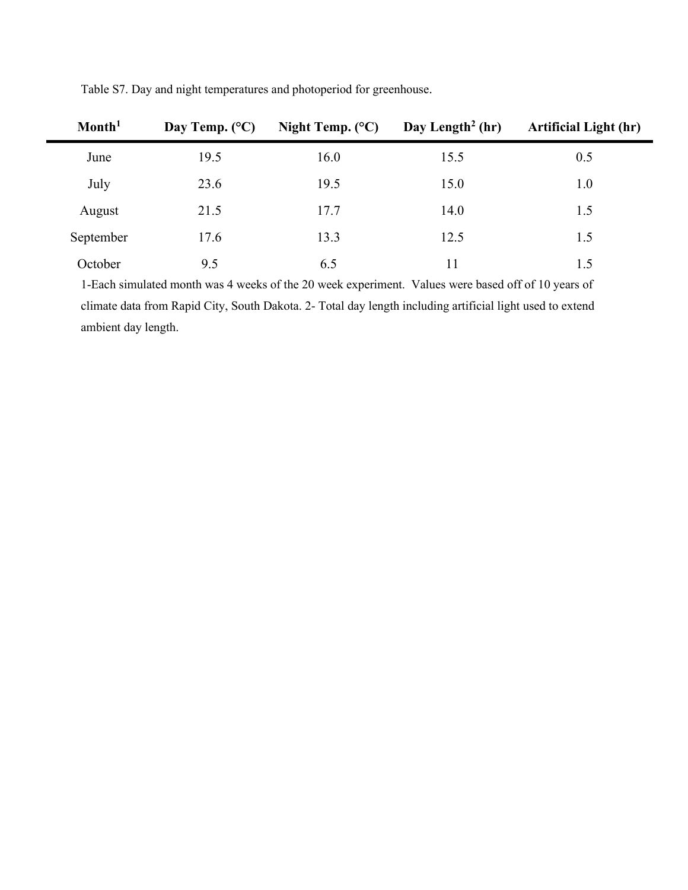Table S7. Day and night temperatures and photoperiod for greenhouse.

| Month[1] | Day Temp. (°C) | Night Temp. (°C) | Day Length[2] (hr) | Artificial Light (hr) |
|---|---|---|---|---|
| June | 19.5 | 16.0 | 15.5 | 0.5 |
| July | 23.6 | 19.5 | 15.0 | 1.0 |
| August | 21.5 | 17.7 | 14.0 | 1.5 |
| September | 17.6 | 13.3 | 12.5 | 1.5 |
| October | 9.5 | 6.5 | 11 | 1.5 |

1-Each simulated month was 4 weeks of the 20 week experiment. Values were based off of 10 years of climate data from Rapid City, South Dakota. 2- Total day length including artificial light used to extend ambient day length.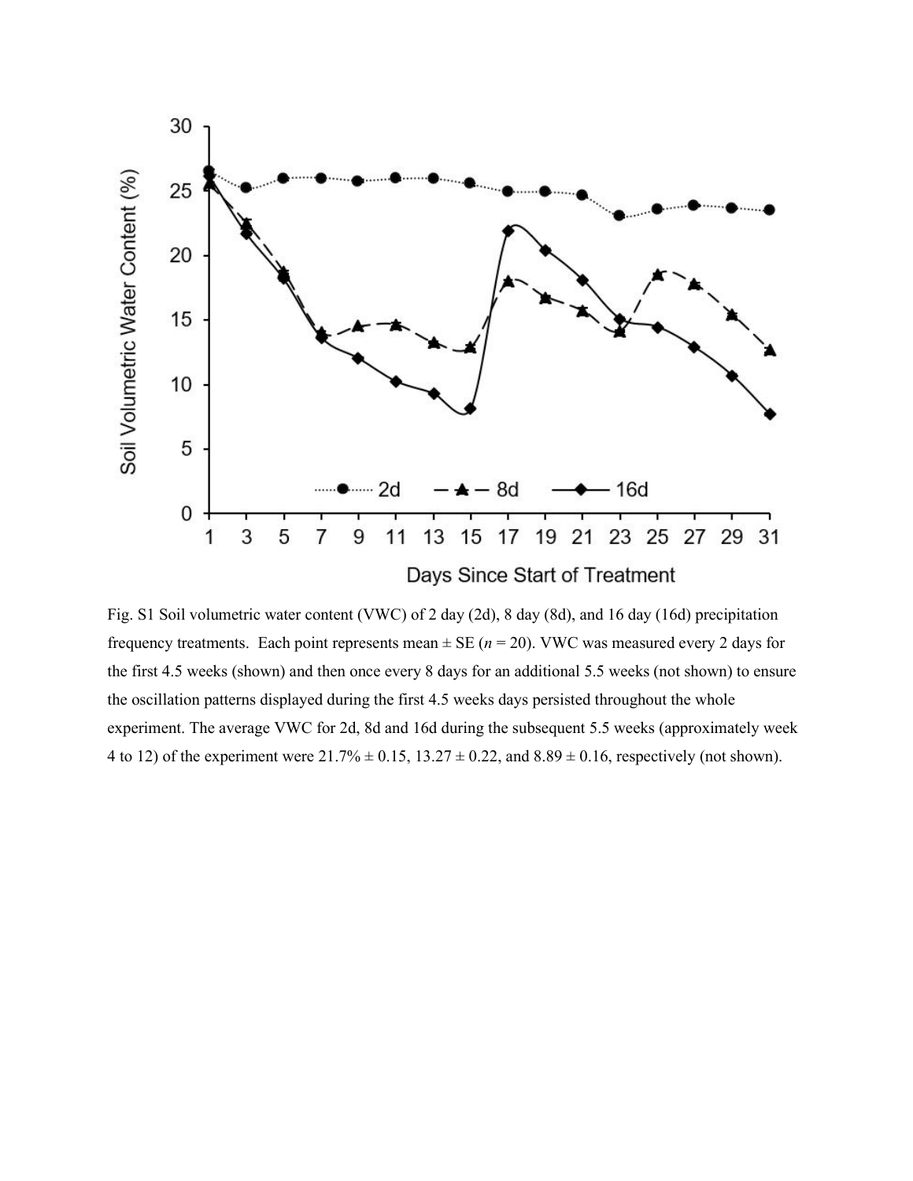30
25
20
15
10
5
0

Soil Volumetric Water Content (%)

1 3 5 7 9 11 13 15 17 19 21 23 25 27 29 31

Days Since Start of Treatment

2d 8d 16d

Fig. S1 Soil volumetric water content (VWC) of 2 day (2d), 8 day (8d), and 16 day (16d) precipitation frequency treatments. Each point represents mean ± SE (*n* = 20). VWC was measured every 2 days for the first 4.5 weeks (shown) and then once every 8 days for an additional 5.5 weeks (not shown) to ensure the oscillation patterns displayed during the first 4.5 weeks days persisted throughout the whole experiment. The average VWC for 2d, 8d and 16d during the subsequent 5.5 weeks (approximately week 4 to 12) of the experiment were 21.7% ± 0.15, 13.27 ± 0.22, and 8.89 ± 0.16, respectively (not shown).